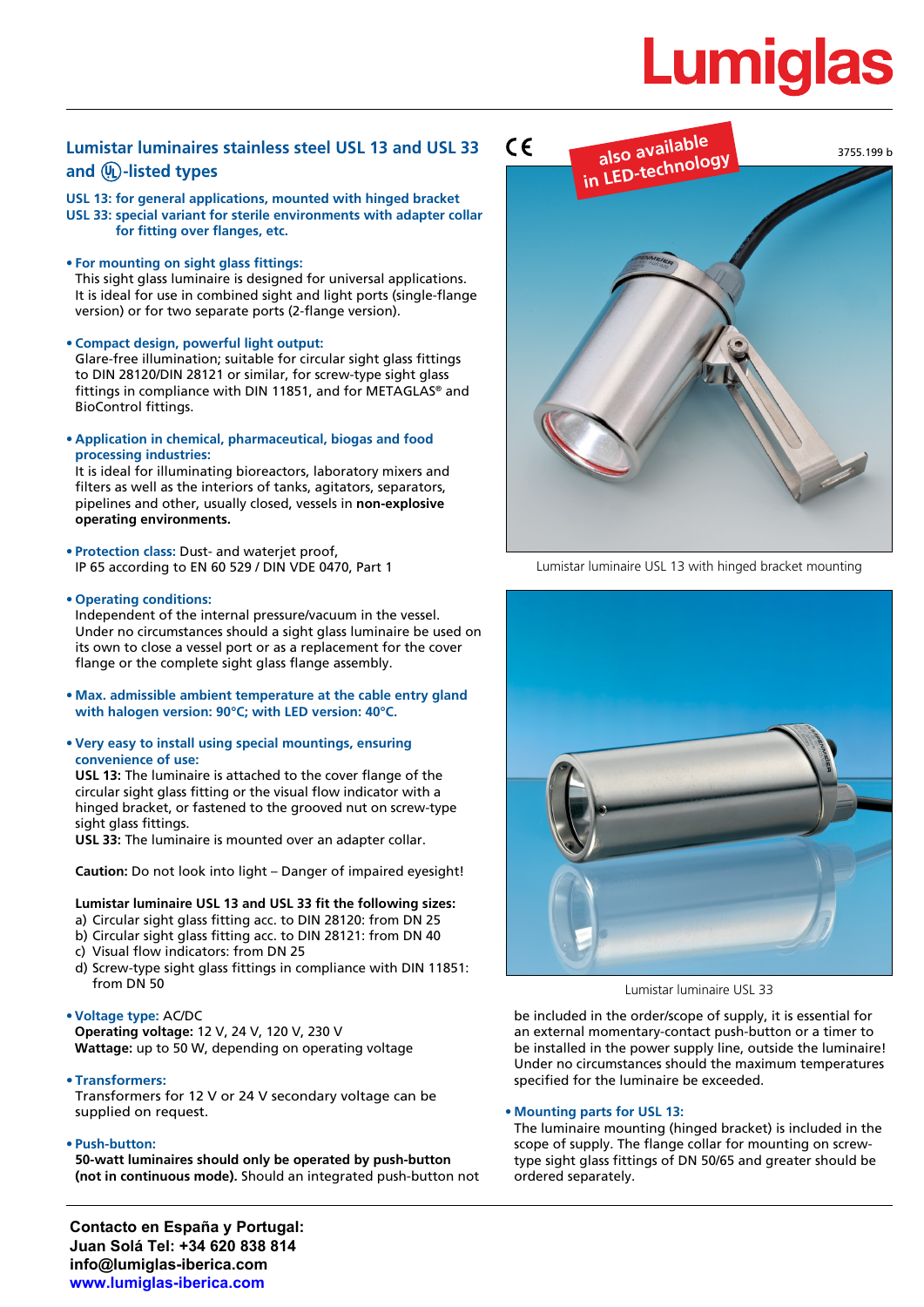# Lumiglas

## Lumistar luminaires stainless steel USL 13 and USL 33 and UL-listed types

**USL 13: for general applications, mounted with hinged bracket**
**USL 33: special variant for sterile environments with adapter collar for fitting over flanges, etc.**

CE

also available in LED-technology

3755.199 b

- **For mounting on sight glass fittings:**
  This sight glass luminaire is designed for universal applications. It is ideal for use in combined sight and light ports (single-flange version) or for two separate ports (2-flange version).

- **Compact design, powerful light output:**
  Glare-free illumination; suitable for circular sight glass fittings to DIN 28120/DIN 28121 or similar, for screw-type sight glass fittings in compliance with DIN 11851, and for METAGLAS® and BioControl fittings.

- **Application in chemical, pharmaceutical, biogas and food processing industries:**
  It is ideal for illuminating bioreactors, laboratory mixers and filters as well as the interiors of tanks, agitators, separators, pipelines and other, usually closed, vessels in **non-explosive operating environments.**

- **Protection class:** Dust- and waterjet proof, IP 65 according to EN 60 529 / DIN VDE 0470, Part 1

- **Operating conditions:**
  Independent of the internal pressure/vacuum in the vessel. Under no circumstances should a sight glass luminaire be used on its own to close a vessel port or as a replacement for the cover flange or the complete sight glass flange assembly.

- **Max. admissible ambient temperature at the cable entry gland with halogen version: 90°C; with LED version: 40°C.**

- **Very easy to install using special mountings, ensuring convenience of use:**
  **USL 13:** The luminaire is attached to the cover flange of the circular sight glass fitting or the visual flow indicator with a hinged bracket, or fastened to the grooved nut on screw-type sight glass fittings.
  **USL 33:** The luminaire is mounted over an adapter collar.

  **Caution:** Do not look into light – Danger of impaired eyesight!

  **Lumistar luminaire USL 13 and USL 33 fit the following sizes:**
  a) Circular sight glass fitting acc. to DIN 28120: from DN 25
  b) Circular sight glass fitting acc. to DIN 28121: from DN 40
  c) Visual flow indicators: from DN 25
  d) Screw-type sight glass fittings in compliance with DIN 11851: from DN 50

- **Voltage type:** AC/DC
  **Operating voltage:** 12 V, 24 V, 120 V, 230 V
  **Wattage:** up to 50 W, depending on operating voltage

- **Transformers:**
  Transformers for 12 V or 24 V secondary voltage can be supplied on request.

- **Push-button:**
  **50-watt luminaires should only be operated by push-button (not in continuous mode).** Should an integrated push-button not be included in the order/scope of supply, it is essential for an external momentary-contact push-button or a timer to be installed in the power supply line, outside the luminaire! Under no circumstances should the maximum temperatures specified for the luminaire be exceeded.

- **Mounting parts for USL 13:**
  The luminaire mounting (hinged bracket) is included in the scope of supply. The flange collar for mounting on screw-type sight glass fittings of DN 50/65 and greater should be ordered separately.

Lumistar luminaire USL 13 with hinged bracket mounting

Lumistar luminaire USL 33

**Contacto en España y Portugal:**
**Juan Solá Tel: +34 620 838 814**
**info@lumiglas-iberica.com**
**www.lumiglas-iberica.com**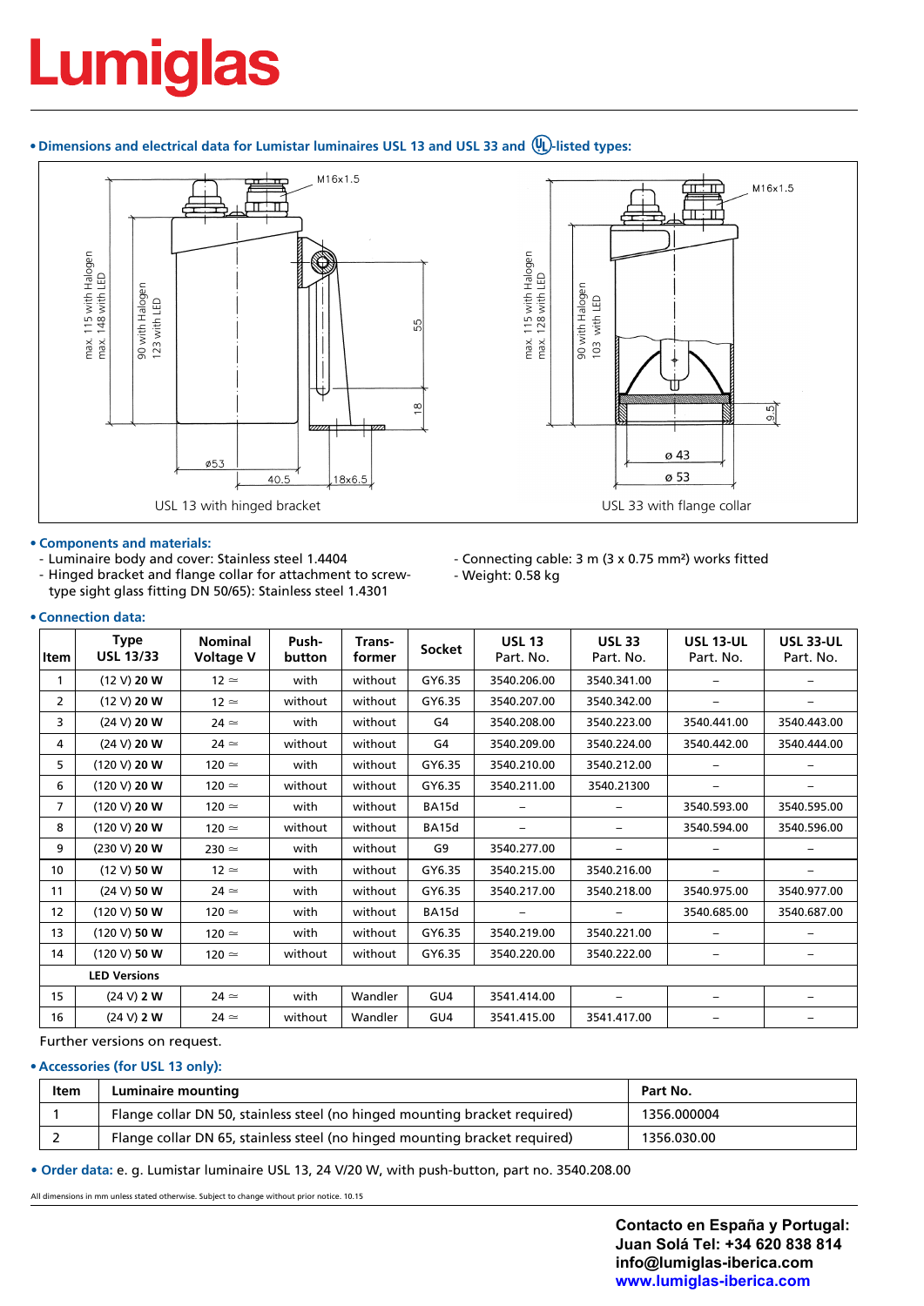# Lumiglas

- **Dimensions and electrical data for Lumistar luminaires USL 13 and USL 33 and UL-listed types:**

M16x1.5

max. 115 with Halogen
max. 148 with LED

90 with Halogen
123 with LED

55

18

ø53

40.5

18x6.5

USL 13 with hinged bracket

M16x1.5

max. 115 with Halogen
max. 128 with LED

90 with Halogen
103 with LED

9.5

ø 43

ø 53

USL 33 with flange collar

- **Components and materials:**
  - Luminaire body and cover: Stainless steel 1.4404
  - Hinged bracket and flange collar for attachment to screw-type sight glass fitting DN 50/65): Stainless steel 1.4301
  - Connecting cable: 3 m (3 x 0.75 mm²) works fitted
  - Weight: 0.58 kg

- **Connection data:**

| Item | Type USL 13/33 | Nominal Voltage V | Push-button | Trans-former | Socket | USL 13 Part. No. | USL 33 Part. No. | USL 13-UL Part. No. | USL 33-UL Part. No. |
|---|---|---|---|---|---|---|---|---|---|
| 1 | (12 V) **20 W** | 12 ≃ | with | without | GY6.35 | 3540.206.00 | 3540.341.00 | – | – |
| 2 | (12 V) **20 W** | 12 ≃ | without | without | GY6.35 | 3540.207.00 | 3540.342.00 | – | – |
| 3 | (24 V) **20 W** | 24 ≃ | with | without | G4 | 3540.208.00 | 3540.223.00 | 3540.441.00 | 3540.443.00 |
| 4 | (24 V) **20 W** | 24 ≃ | without | without | G4 | 3540.209.00 | 3540.224.00 | 3540.442.00 | 3540.444.00 |
| 5 | (120 V) **20 W** | 120 ≃ | with | without | GY6.35 | 3540.210.00 | 3540.212.00 | – | – |
| 6 | (120 V) **20 W** | 120 ≃ | without | without | GY6.35 | 3540.211.00 | 3540.21300 | – | – |
| 7 | (120 V) **20 W** | 120 ≃ | with | without | BA15d | – | – | 3540.593.00 | 3540.595.00 |
| 8 | (120 V) **20 W** | 120 ≃ | without | without | BA15d | – | – | 3540.594.00 | 3540.596.00 |
| 9 | (230 V) **20 W** | 230 ≃ | with | without | G9 | 3540.277.00 | – | – | – |
| 10 | (12 V) **50 W** | 12 ≃ | with | without | GY6.35 | 3540.215.00 | 3540.216.00 | – | – |
| 11 | (24 V) **50 W** | 24 ≃ | with | without | GY6.35 | 3540.217.00 | 3540.218.00 | 3540.975.00 | 3540.977.00 |
| 12 | (120 V) **50 W** | 120 ≃ | with | without | BA15d | – | – | 3540.685.00 | 3540.687.00 |
| 13 | (120 V) **50 W** | 120 ≃ | with | without | GY6.35 | 3540.219.00 | 3540.221.00 | – | – |
| 14 | (120 V) **50 W** | 120 ≃ | without | without | GY6.35 | 3540.220.00 | 3540.222.00 | – | – |
| | **LED Versions** | | | | | | | | |
| 15 | (24 V) **2 W** | 24 ≃ | with | Wandler | GU4 | 3541.414.00 | – | – | – |
| 16 | (24 V) **2 W** | 24 ≃ | without | Wandler | GU4 | 3541.415.00 | 3541.417.00 | – | – |

Further versions on request.

- **Accessories (for USL 13 only):**

| Item | Luminaire mounting | Part No. |
|---|---|---|
| 1 | Flange collar DN 50, stainless steel (no hinged mounting bracket required) | 1356.000004 |
| 2 | Flange collar DN 65, stainless steel (no hinged mounting bracket required) | 1356.030.00 |

- **Order data:** e. g. Lumistar luminaire USL 13, 24 V/20 W, with push-button, part no. 3540.208.00

All dimensions in mm unless stated otherwise. Subject to change without prior notice. 10.15

**Contacto en España y Portugal:**
**Juan Solá Tel: +34 620 838 814**
**info@lumiglas-iberica.com**
**www.lumiglas-iberica.com**